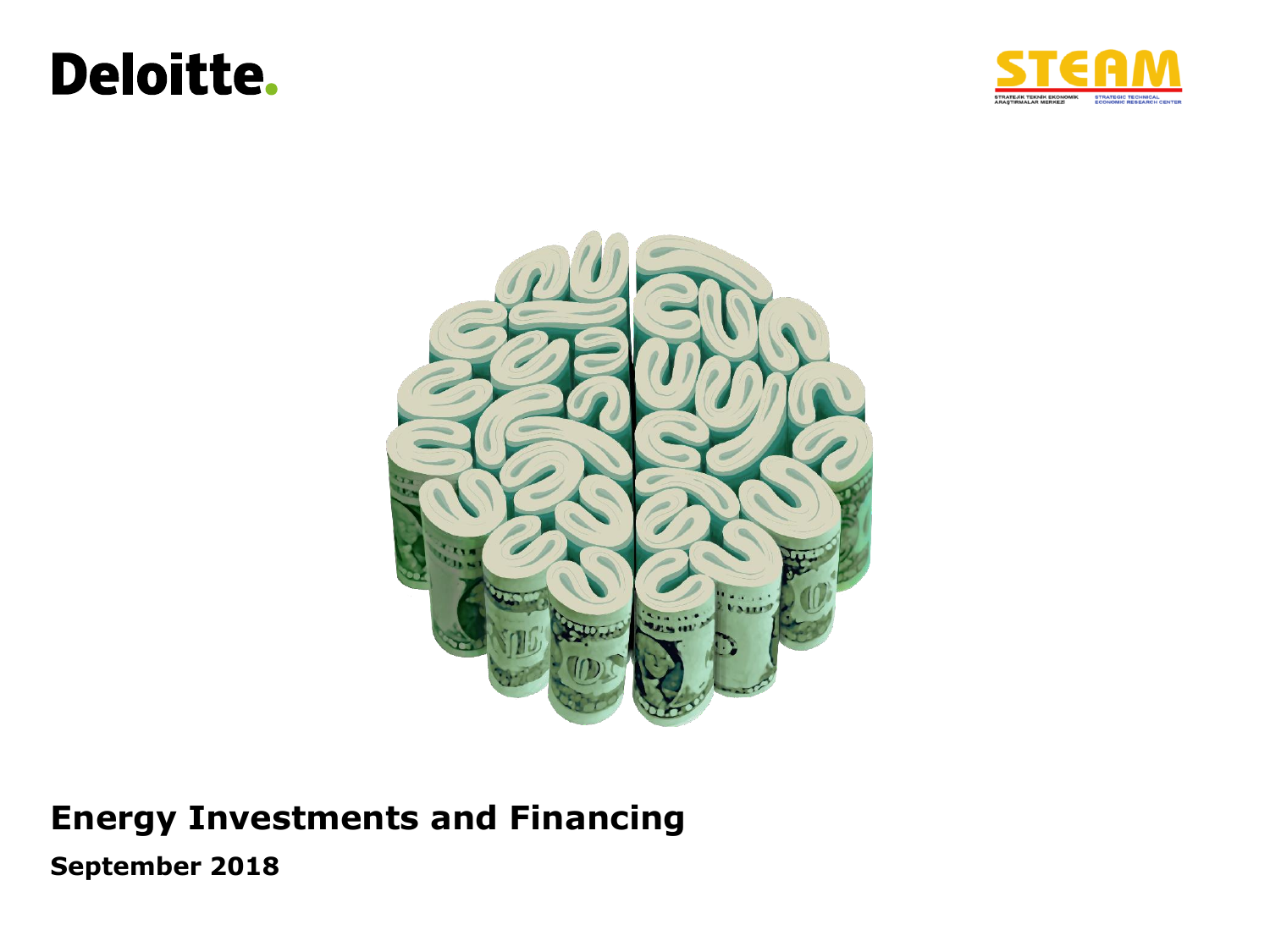Deloitte.

STEAM

STRATEJİK TEKNİK EKONOMİK ARAŞTIRMALAR MERKEZİ

STRATEGIC TECHNICAL ECONOMIC RESEARCH CENTER

# Energy Investments and Financing

**September 2018**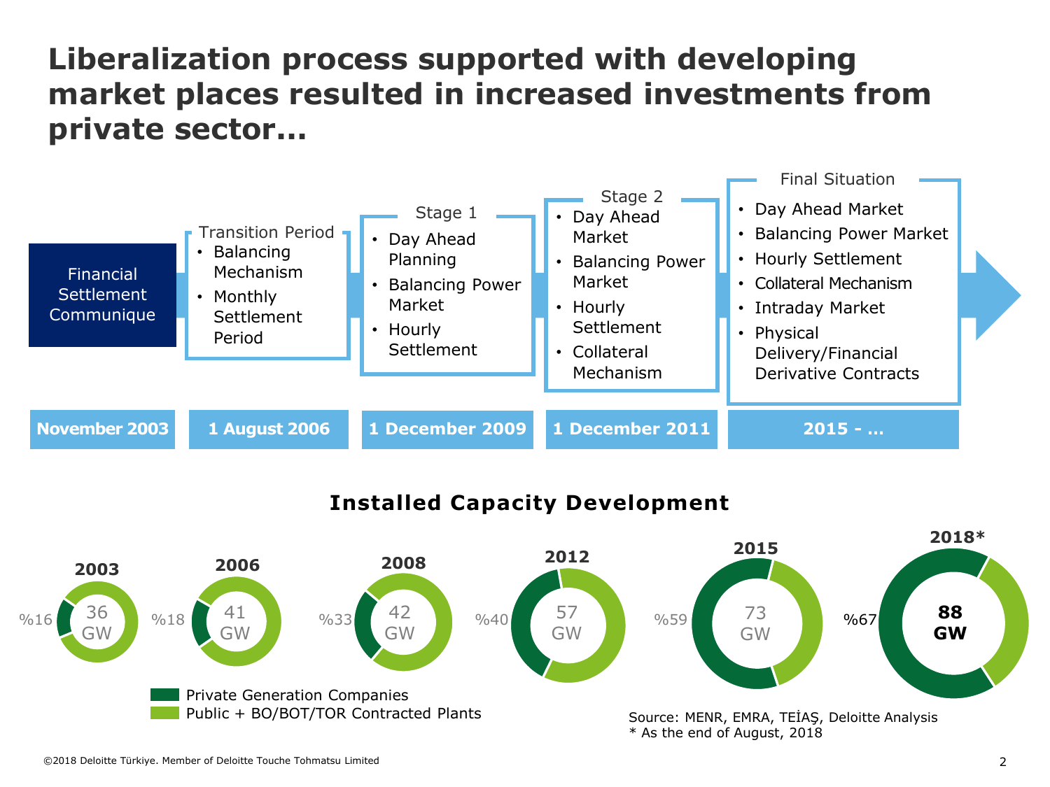# Liberalization process supported with developing market places resulted in increased investments from private sector…

**November 2003**
Financial Settlement Communique

**1 August 2006** — Transition Period
- Balancing Mechanism
- Monthly Settlement Period

**1 December 2009** — Stage 1
- Day Ahead Planning
- Balancing Power Market
- Hourly Settlement

**1 December 2011** — Stage 2
- Day Ahead Market
- Balancing Power Market
- Hourly Settlement
- Collateral Mechanism

**2015 - …** — Final Situation
- Day Ahead Market
- Balancing Power Market
- Hourly Settlement
- Collateral Mechanism
- Intraday Market
- Physical Delivery/Financial Derivative Contracts

## Installed Capacity Development

| Year | Installed Capacity | Private Generation Companies share |
| --- | --- | --- |
| 2003 | 36 GW | %16 |
| 2006 | 41 GW | %18 |
| 2008 | 42 GW | %33 |
| 2012 | 57 GW | %40 |
| 2015 | 73 GW | %59 |
| 2018* | 88 GW | %67 |

- Private Generation Companies
- Public + BO/BOT/TOR Contracted Plants

Source: MENR, EMRA, TEİAŞ, Deloitte Analysis
* As the end of August, 2018

©2018 Deloitte Türkiye. Member of Deloitte Touche Tohmatsu Limited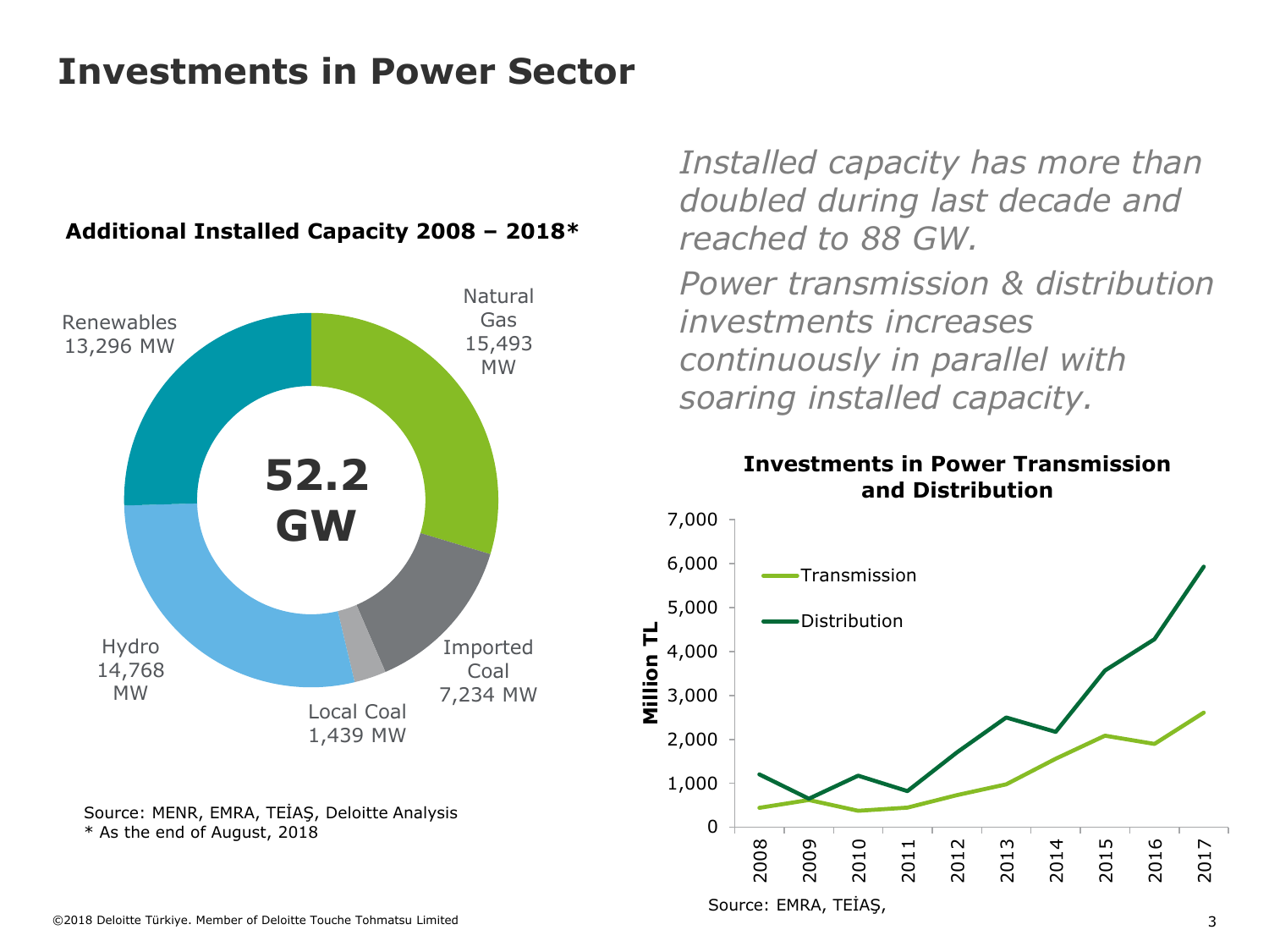# Investments in Power Sector

**Additional Installed Capacity 2008 – 2018***

**52.2 GW**

- Natural Gas 15,493 MW
- Imported Coal 7,234 MW
- Local Coal 1,439 MW
- Hydro 14,768 MW
- Renewables 13,296 MW

Source: MENR, EMRA, TEİAŞ, Deloitte Analysis
* As the end of August, 2018

*Installed capacity has more than doubled during last decade and reached to 88 GW.*

*Power transmission & distribution investments increases continuously in parallel with soaring installed capacity.*

**Investments in Power Transmission and Distribution**

Million TL

- Transmission
- Distribution

2008, 2009, 2010, 2011, 2012, 2013, 2014, 2015, 2016, 2017

Source: EMRA, TEİAŞ,

©2018 Deloitte Türkiye. Member of Deloitte Touche Tohmatsu Limited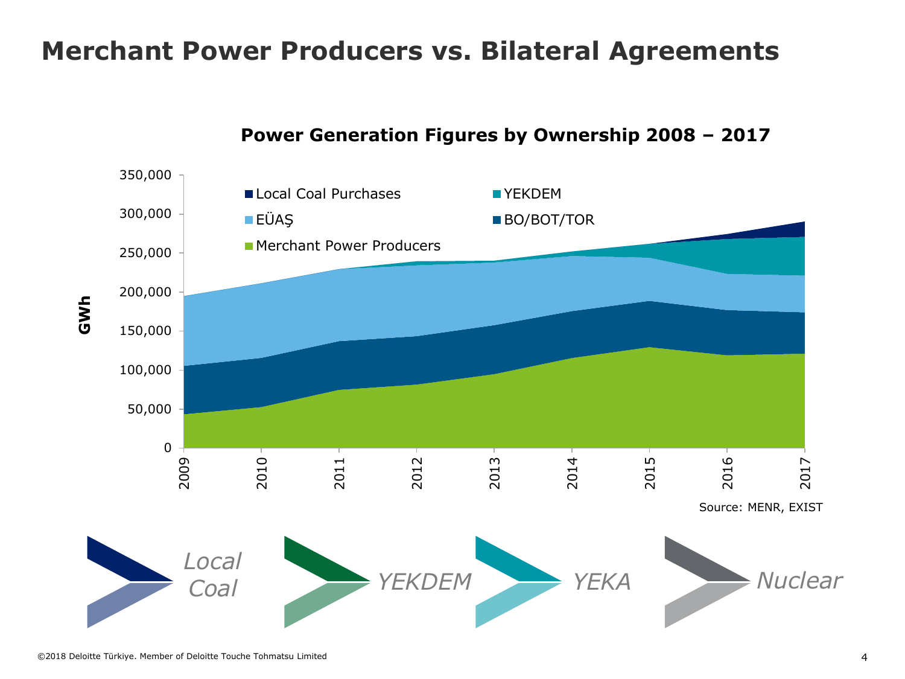# Merchant Power Producers vs. Bilateral Agreements

**Power Generation Figures by Ownership 2008 – 2017**

Legend: Local Coal Purchases, YEKDEM, EÜAŞ, BO/BOT/TOR, Merchant Power Producers

GWh (0 – 350,000); years 2009 – 2017

Source: MENR, EXIST

*Local Coal* | *YEKDEM* | *YEKA* | *Nuclear*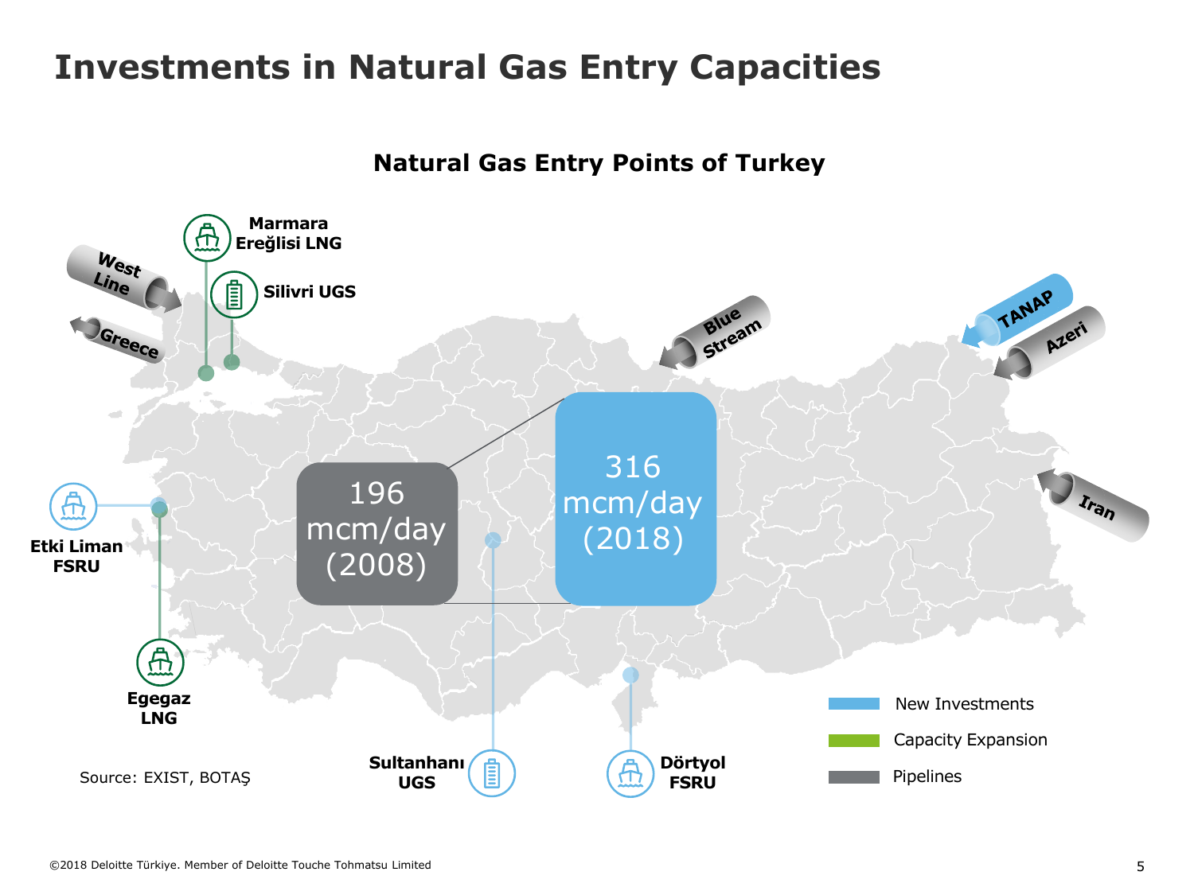# Investments in Natural Gas Entry Capacities

## Natural Gas Entry Points of Turkey

Marmara Ereğlisi LNG

Silivri UGS

West Line

Greece

Blue Stream

TANAP

Azeri

Iran

Etki Liman FSRU

Egegaz LNG

Sultanhanı UGS

Dörtyol FSRU

196 mcm/day (2008)

316 mcm/day (2018)

- New Investments
- Capacity Expansion
- Pipelines

Source: EXIST, BOTAŞ

©2018 Deloitte Türkiye. Member of Deloitte Touche Tohmatsu Limited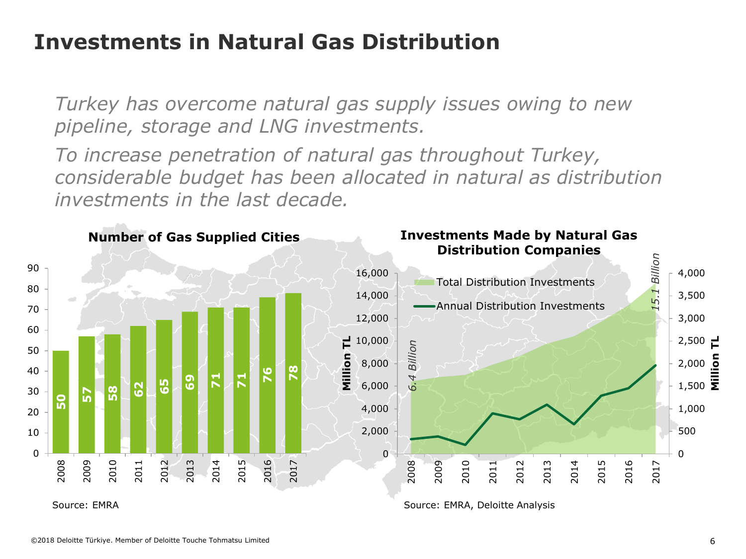# Investments in Natural Gas Distribution

*Turkey has overcome natural gas supply issues owing to new pipeline, storage and LNG investments.*

*To increase penetration of natural gas throughout Turkey, considerable budget has been allocated in natural as distribution investments in the last decade.*

**Number of Gas Supplied Cities**

| Year | Number of Gas Supplied Cities |
|---|---|
| 2008 | 50 |
| 2009 | 57 |
| 2010 | 58 |
| 2011 | 62 |
| 2012 | 65 |
| 2013 | 69 |
| 2014 | 71 |
| 2015 | 71 |
| 2016 | 76 |
| 2017 | 78 |

Source: EMRA

**Investments Made by Natural Gas Distribution Companies**

- Total Distribution Investments (Million TL, left axis): 6.4 Billion (2008) → 15.1 Billion (2017)
- Annual Distribution Investments (Million TL, right axis)

Source: EMRA, Deloitte Analysis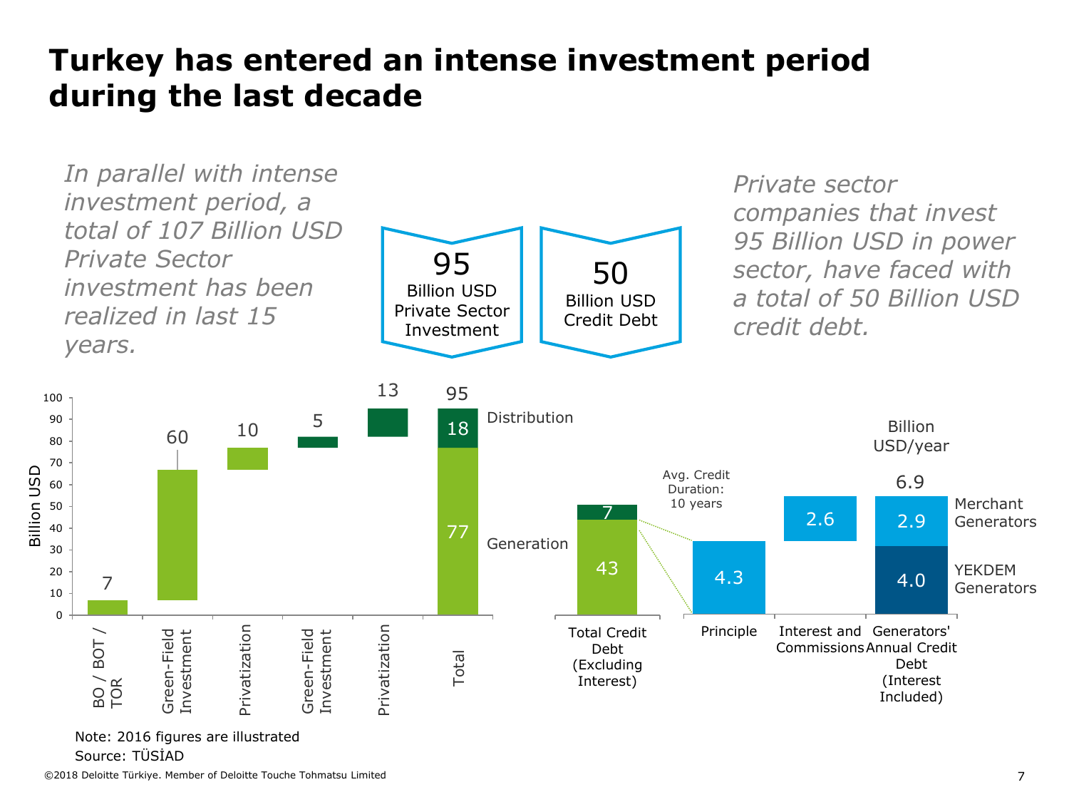# Turkey has entered an intense investment period during the last decade

*In parallel with intense investment period, a total of 107 Billion USD Private Sector investment has been realized in last 15 years.*

**95** Billion USD Private Sector Investment

**50** Billion USD Credit Debt

*Private sector companies that invest 95 Billion USD in power sector, have faced with a total of 50 Billion USD credit debt.*

| Billion USD | BO / BOT / TOR | Green-Field Investment | Privatization | Green-Field Investment | Privatization | Total |
|---|---|---|---|---|---|---|
| Generation | 7 | 60 | 10 | | | 77 |
| Distribution | | | | 5 | 13 | 18 |
| Total | | | | | | 95 |

| Billion USD | Total Credit Debt (Excluding Interest) |
|---|---|
| Generation | 43 |
| Distribution | 7 |

Avg. Credit Duration: 10 years

| Billion USD/year | Principle | Interest and Commissions | Generators' Annual Credit Debt (Interest Included) |
|---|---|---|---|
| Value | 4.3 | 2.6 | 6.9 |
| Merchant Generators | | | 2.9 |
| YEKDEM Generators | | | 4.0 |

Note: 2016 figures are illustrated

Source: TÜSİAD

©2018 Deloitte Türkiye. Member of Deloitte Touche Tohmatsu Limited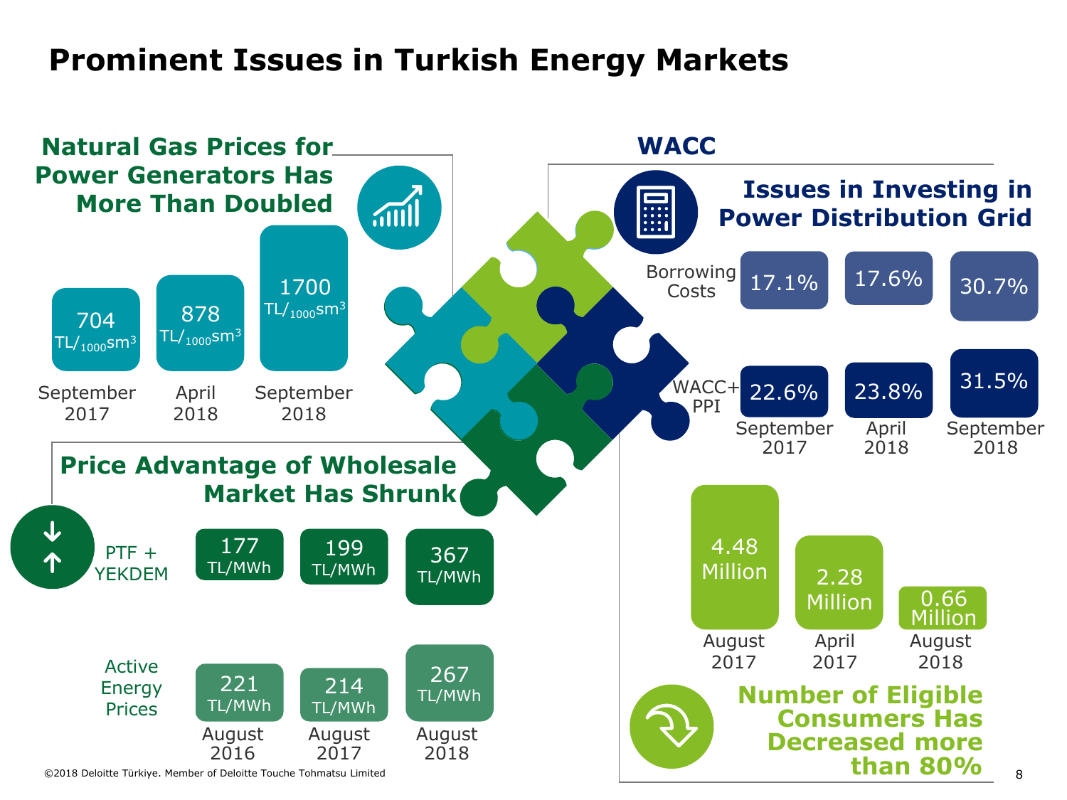# Prominent Issues in Turkish Energy Markets

## Natural Gas Prices for Power Generators Has More Than Doubled

| September 2017 | April 2018 | September 2018 |
|---|---|---|
| 704 TL/$_{1000}$sm$^3$ | 878 TL/$_{1000}$sm$^3$ | 1700 TL/$_{1000}$sm$^3$ |

## Price Advantage of Wholesale Market Has Shrunk

| | August 2016 | August 2017 | August 2018 |
|---|---|---|---|
| PTF + YEKDEM | 177 TL/MWh | 199 TL/MWh | 367 TL/MWh |
| Active Energy Prices | 221 TL/MWh | 214 TL/MWh | 267 TL/MWh |

## WACC

### Issues in Investing in Power Distribution Grid

| | September 2017 | April 2018 | September 2018 |
|---|---|---|---|
| Borrowing Costs | 17.1% | 17.6% | 30.7% |
| WACC+ PPI | 22.6% | 23.8% | 31.5% |

### Number of Eligible Consumers Has Decreased more than 80%

| August 2017 | April 2017 | August 2018 |
|---|---|---|
| 4.48 Million | 2.28 Million | 0.66 Million |

©2018 Deloitte Türkiye. Member of Deloitte Touche Tohmatsu Limited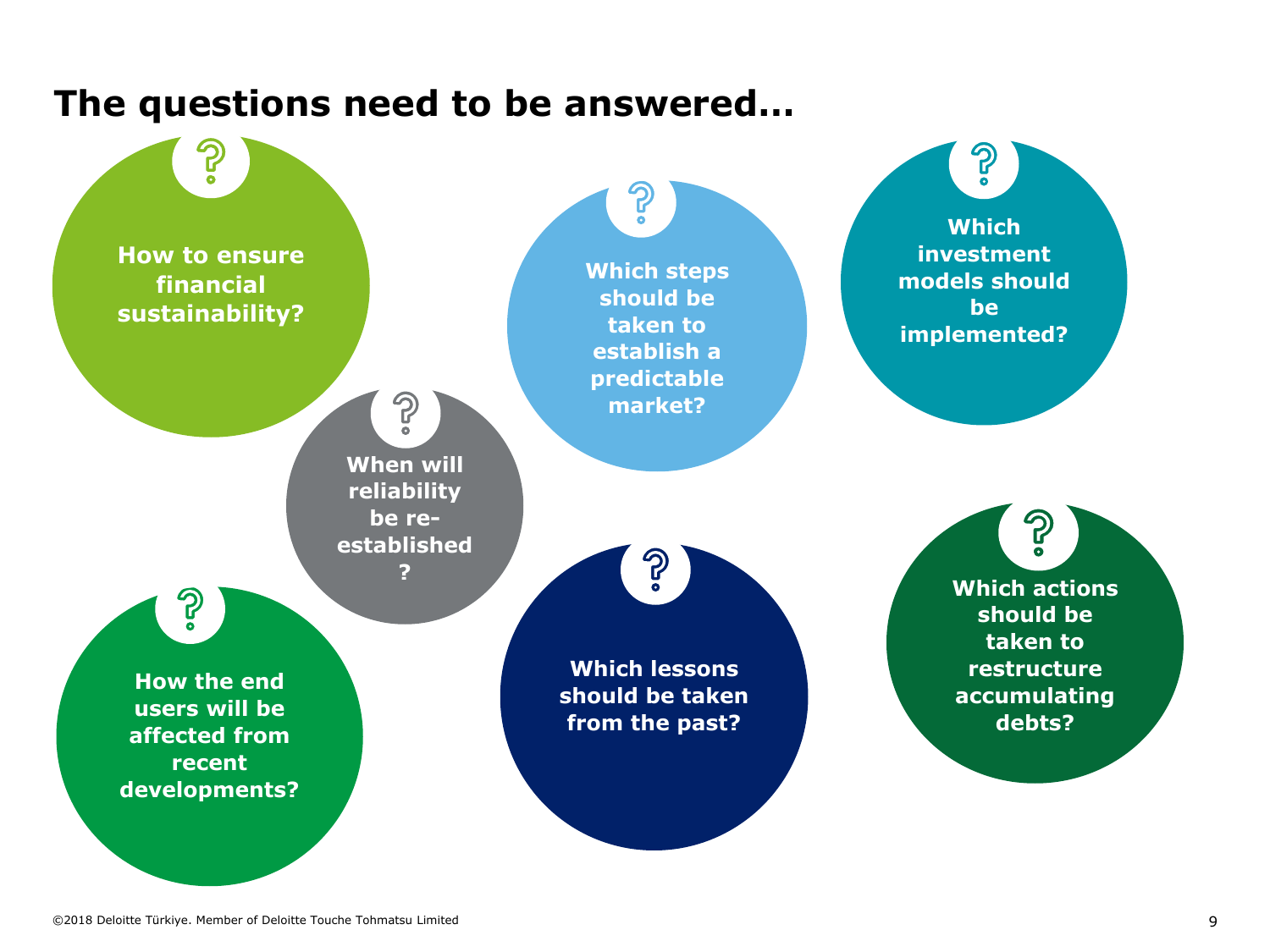# The questions need to be answered…

- How to ensure financial sustainability?
- When will reliability be re-established?
- How the end users will be affected from recent developments?
- Which steps should be taken to establish a predictable market?
- Which lessons should be taken from the past?
- Which investment models should be implemented?
- Which actions should be taken to restructure accumulating debts?

©2018 Deloitte Türkiye. Member of Deloitte Touche Tohmatsu Limited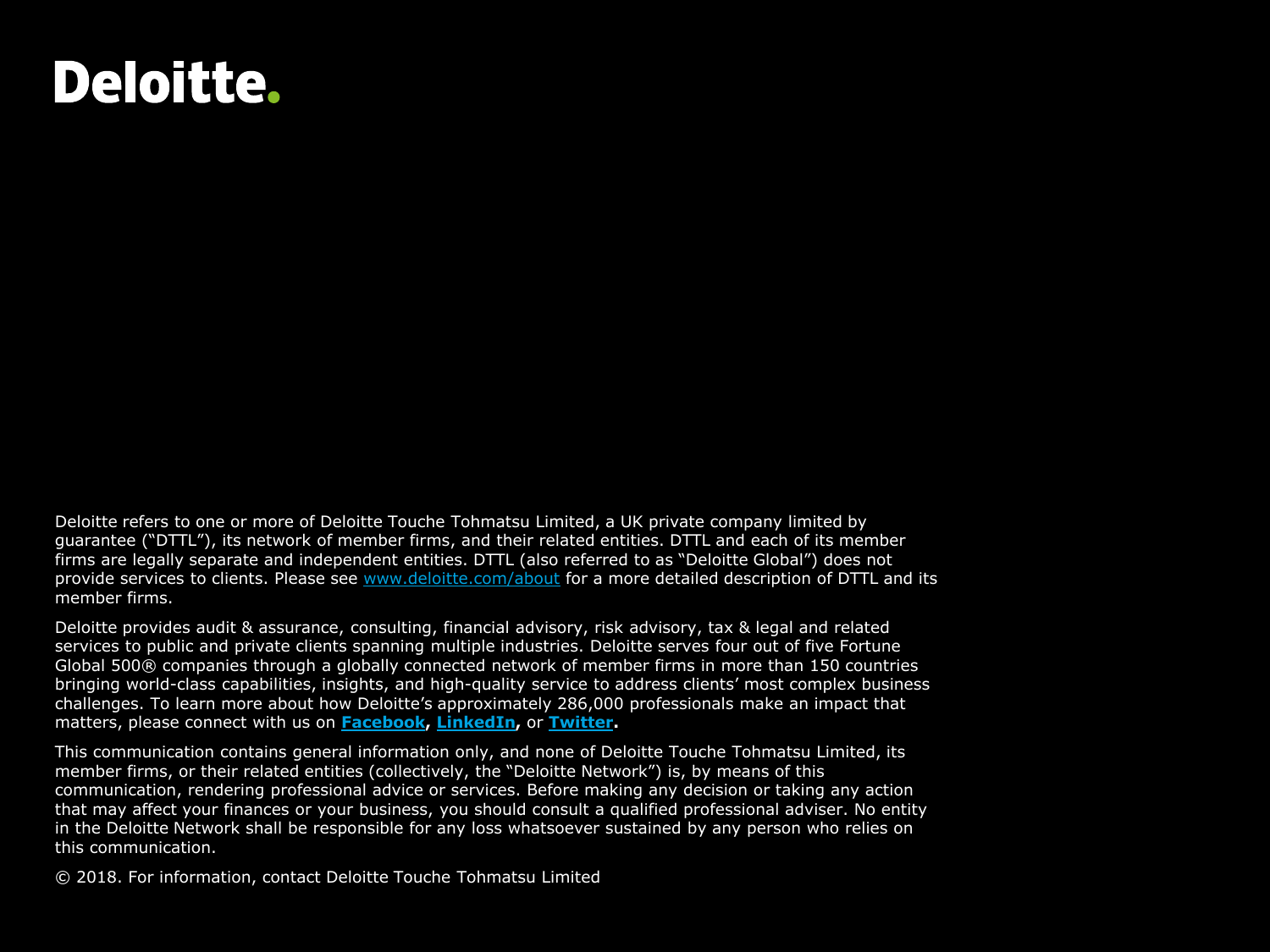# Deloitte.

Deloitte refers to one or more of Deloitte Touche Tohmatsu Limited, a UK private company limited by guarantee ("DTTL"), its network of member firms, and their related entities. DTTL and each of its member firms are legally separate and independent entities. DTTL (also referred to as "Deloitte Global") does not provide services to clients. Please see www.deloitte.com/about for a more detailed description of DTTL and its member firms.

Deloitte provides audit & assurance, consulting, financial advisory, risk advisory, tax & legal and related services to public and private clients spanning multiple industries. Deloitte serves four out of five Fortune Global 500® companies through a globally connected network of member firms in more than 150 countries bringing world-class capabilities, insights, and high-quality service to address clients' most complex business challenges. To learn more about how Deloitte's approximately 286,000 professionals make an impact that matters, please connect with us on **Facebook**, **LinkedIn**, or **Twitter**.

This communication contains general information only, and none of Deloitte Touche Tohmatsu Limited, its member firms, or their related entities (collectively, the "Deloitte Network") is, by means of this communication, rendering professional advice or services. Before making any decision or taking any action that may affect your finances or your business, you should consult a qualified professional adviser. No entity in the Deloitte Network shall be responsible for any loss whatsoever sustained by any person who relies on this communication.

© 2018. For information, contact Deloitte Touche Tohmatsu Limited